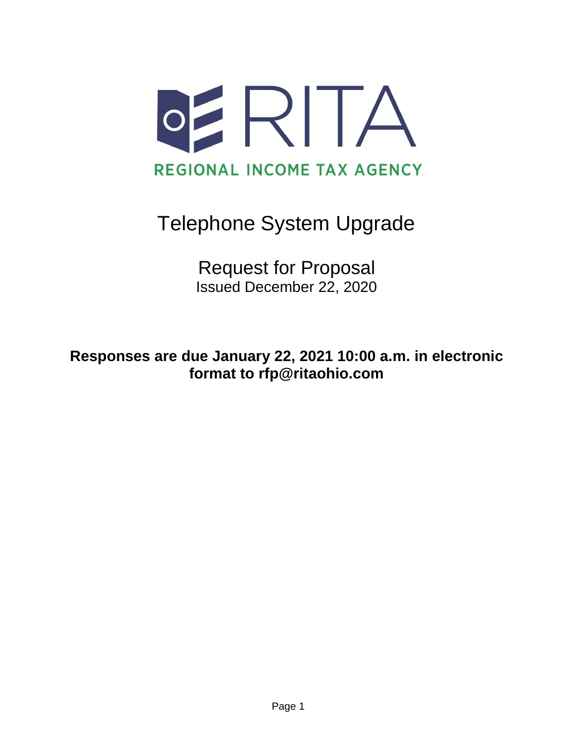# RITA

REGIONAL INCOME TAX AGENCY

# Telephone System Upgrade

## Request for Proposal

Issued December 22, 2020

**Responses are due January 22, 2021 10:00 a.m. in electronic format to rfp@ritaohio.com**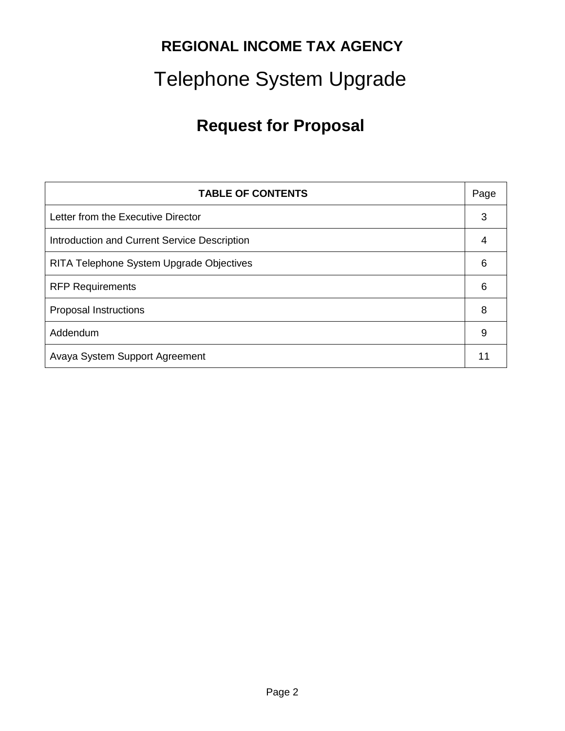# REGIONAL INCOME TAX AGENCY

# Telephone System Upgrade

## Request for Proposal

| TABLE OF CONTENTS | Page |
|---|---|
| Letter from the Executive Director | 3 |
| Introduction and Current Service Description | 4 |
| RITA Telephone System Upgrade Objectives | 6 |
| RFP Requirements | 6 |
| Proposal Instructions | 8 |
| Addendum | 9 |
| Avaya System Support Agreement | 11 |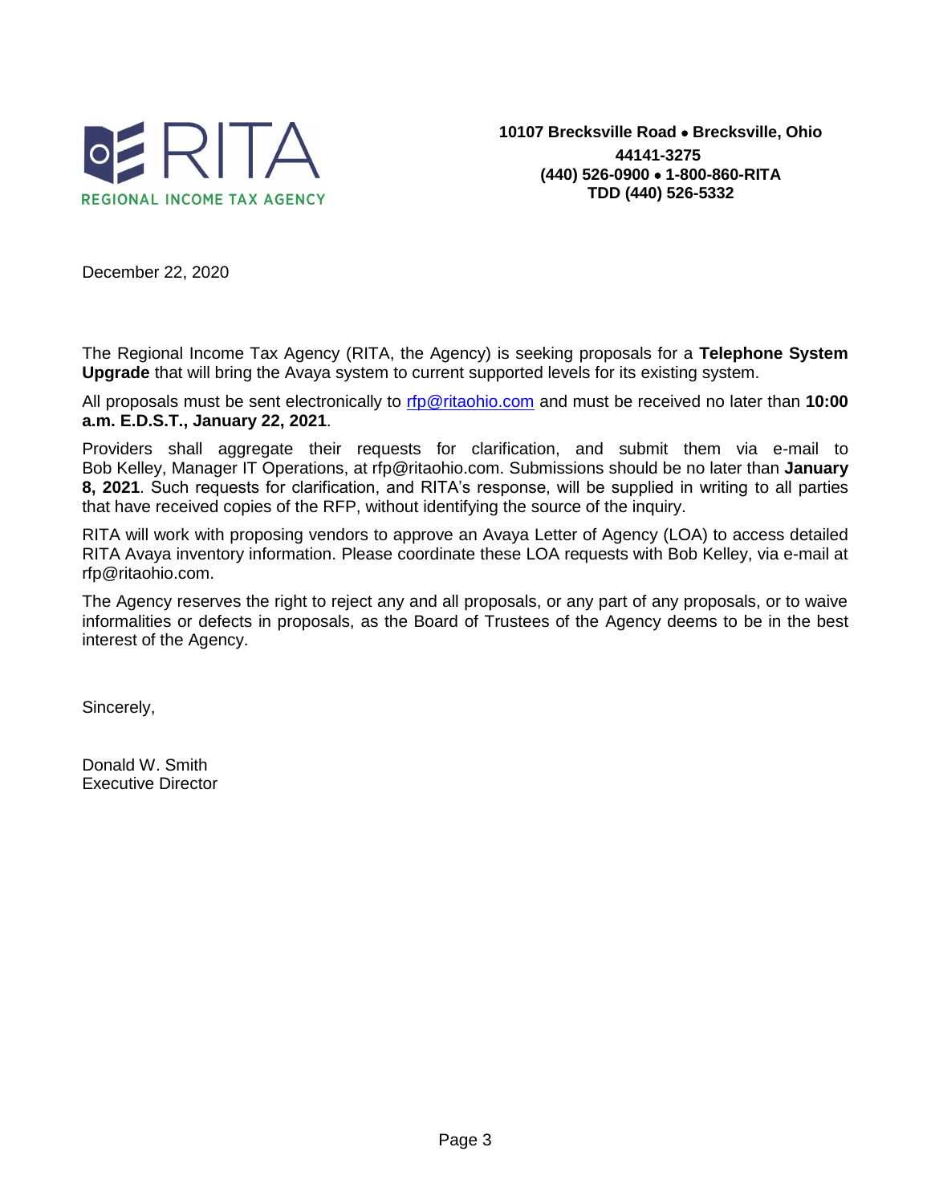RITA

REGIONAL INCOME TAX AGENCY

**10107 Brecksville Road • Brecksville, Ohio 44141-3275**
**(440) 526-0900 • 1-800-860-RITA**
**TDD (440) 526-5332**

December 22, 2020

The Regional Income Tax Agency (RITA, the Agency) is seeking proposals for a **Telephone System Upgrade** that will bring the Avaya system to current supported levels for its existing system.

All proposals must be sent electronically to rfp@ritaohio.com and must be received no later than **10:00 a.m. E.D.S.T., January 22, 2021**.

Providers shall aggregate their requests for clarification, and submit them via e-mail to Bob Kelley, Manager IT Operations, at rfp@ritaohio.com. Submissions should be no later than **January 8, 2021**. Such requests for clarification, and RITA's response, will be supplied in writing to all parties that have received copies of the RFP, without identifying the source of the inquiry.

RITA will work with proposing vendors to approve an Avaya Letter of Agency (LOA) to access detailed RITA Avaya inventory information. Please coordinate these LOA requests with Bob Kelley, via e-mail at rfp@ritaohio.com.

The Agency reserves the right to reject any and all proposals, or any part of any proposals, or to waive informalities or defects in proposals, as the Board of Trustees of the Agency deems to be in the best interest of the Agency.

Sincerely,

Donald W. Smith
Executive Director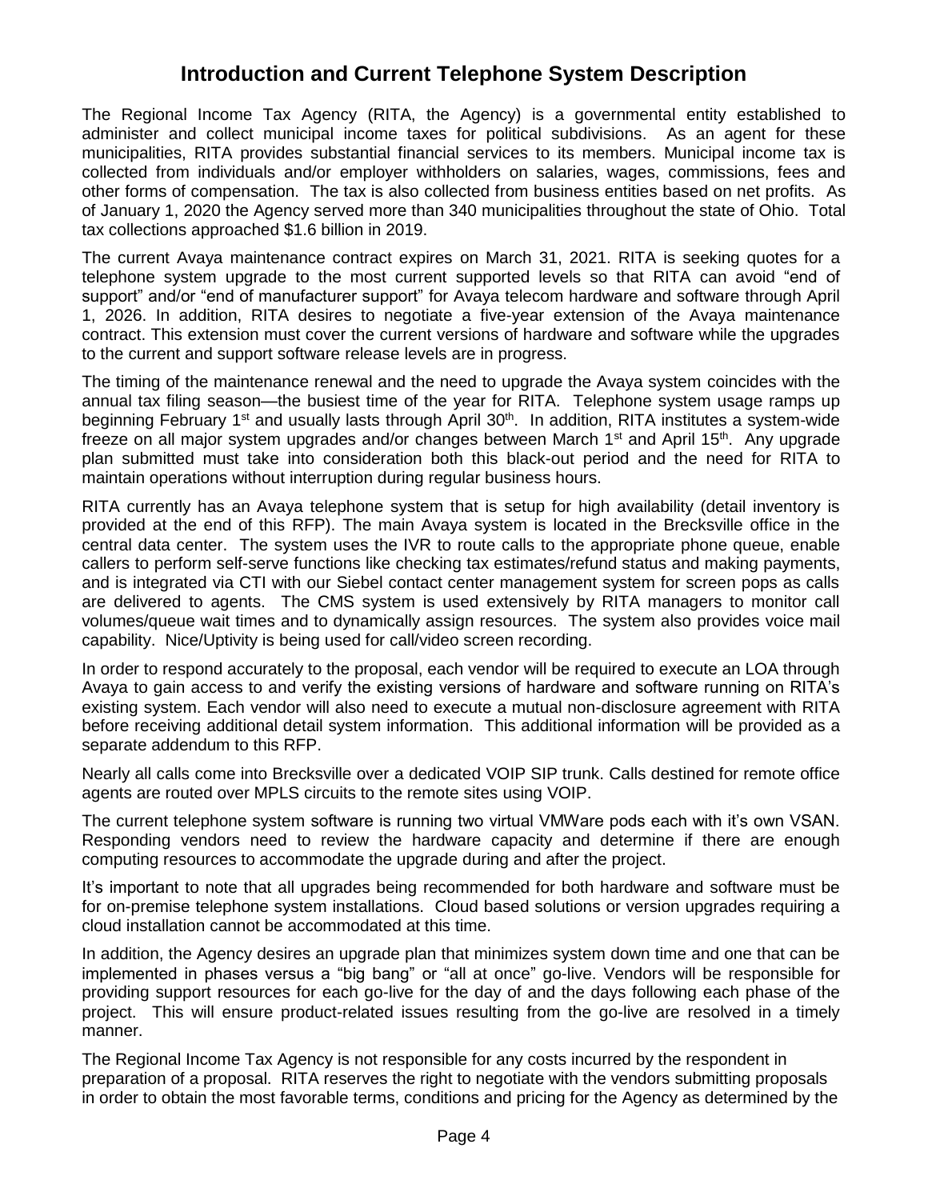## Introduction and Current Telephone System Description

The Regional Income Tax Agency (RITA, the Agency) is a governmental entity established to administer and collect municipal income taxes for political subdivisions. As an agent for these municipalities, RITA provides substantial financial services to its members. Municipal income tax is collected from individuals and/or employer withholders on salaries, wages, commissions, fees and other forms of compensation. The tax is also collected from business entities based on net profits. As of January 1, 2020 the Agency served more than 340 municipalities throughout the state of Ohio. Total tax collections approached $1.6 billion in 2019.

The current Avaya maintenance contract expires on March 31, 2021. RITA is seeking quotes for a telephone system upgrade to the most current supported levels so that RITA can avoid "end of support" and/or "end of manufacturer support" for Avaya telecom hardware and software through April 1, 2026. In addition, RITA desires to negotiate a five-year extension of the Avaya maintenance contract. This extension must cover the current versions of hardware and software while the upgrades to the current and support software release levels are in progress.

The timing of the maintenance renewal and the need to upgrade the Avaya system coincides with the annual tax filing season—the busiest time of the year for RITA. Telephone system usage ramps up beginning February 1st and usually lasts through April 30th. In addition, RITA institutes a system-wide freeze on all major system upgrades and/or changes between March 1st and April 15th. Any upgrade plan submitted must take into consideration both this black-out period and the need for RITA to maintain operations without interruption during regular business hours.

RITA currently has an Avaya telephone system that is setup for high availability (detail inventory is provided at the end of this RFP). The main Avaya system is located in the Brecksville office in the central data center. The system uses the IVR to route calls to the appropriate phone queue, enable callers to perform self-serve functions like checking tax estimates/refund status and making payments, and is integrated via CTI with our Siebel contact center management system for screen pops as calls are delivered to agents. The CMS system is used extensively by RITA managers to monitor call volumes/queue wait times and to dynamically assign resources. The system also provides voice mail capability. Nice/Uptivity is being used for call/video screen recording.

In order to respond accurately to the proposal, each vendor will be required to execute an LOA through Avaya to gain access to and verify the existing versions of hardware and software running on RITA's existing system. Each vendor will also need to execute a mutual non-disclosure agreement with RITA before receiving additional detail system information. This additional information will be provided as a separate addendum to this RFP.

Nearly all calls come into Brecksville over a dedicated VOIP SIP trunk. Calls destined for remote office agents are routed over MPLS circuits to the remote sites using VOIP.

The current telephone system software is running two virtual VMWare pods each with it's own VSAN. Responding vendors need to review the hardware capacity and determine if there are enough computing resources to accommodate the upgrade during and after the project.

It's important to note that all upgrades being recommended for both hardware and software must be for on-premise telephone system installations. Cloud based solutions or version upgrades requiring a cloud installation cannot be accommodated at this time.

In addition, the Agency desires an upgrade plan that minimizes system down time and one that can be implemented in phases versus a "big bang" or "all at once" go-live. Vendors will be responsible for providing support resources for each go-live for the day of and the days following each phase of the project. This will ensure product-related issues resulting from the go-live are resolved in a timely manner.

The Regional Income Tax Agency is not responsible for any costs incurred by the respondent in preparation of a proposal. RITA reserves the right to negotiate with the vendors submitting proposals in order to obtain the most favorable terms, conditions and pricing for the Agency as determined by the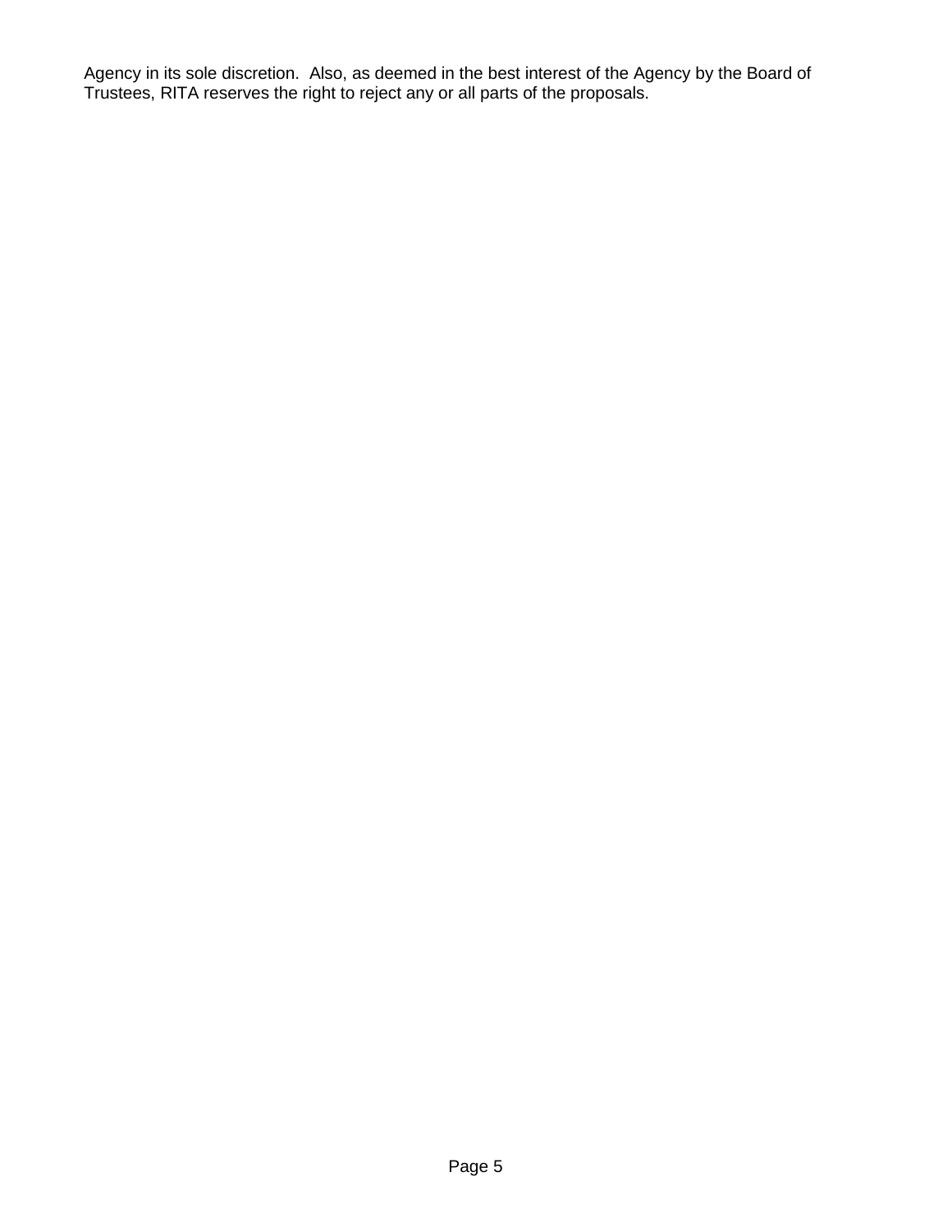Agency in its sole discretion. Also, as deemed in the best interest of the Agency by the Board of Trustees, RITA reserves the right to reject any or all parts of the proposals.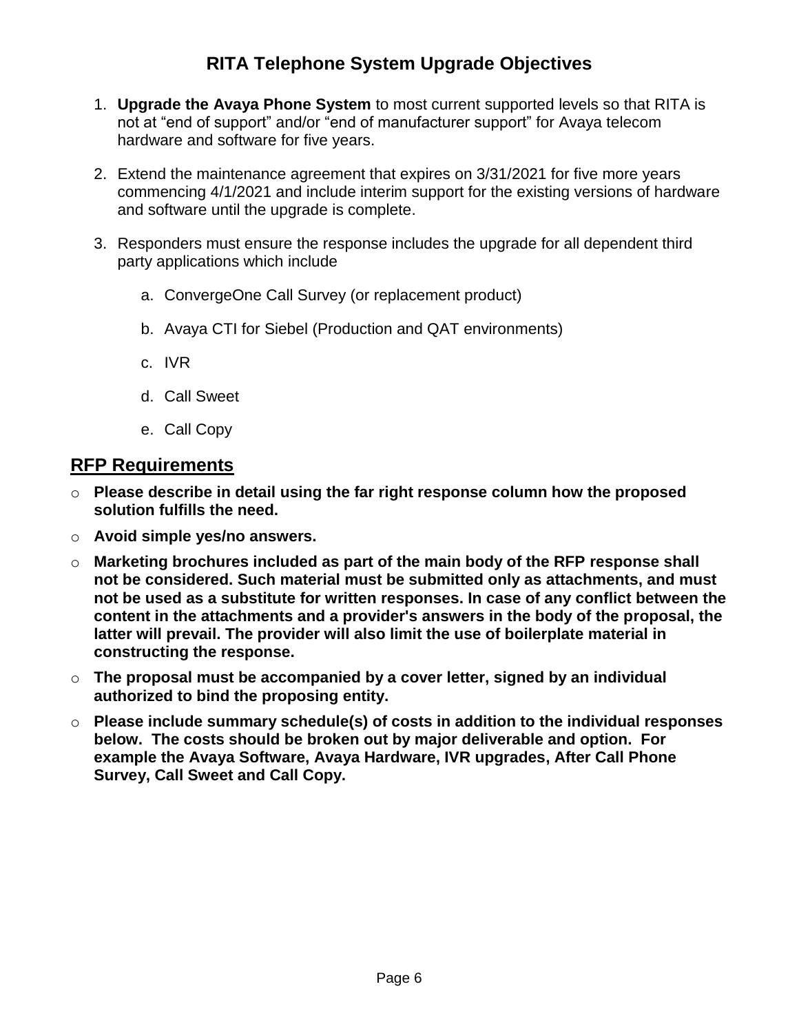# RITA Telephone System Upgrade Objectives

1. **Upgrade the Avaya Phone System** to most current supported levels so that RITA is not at "end of support" and/or "end of manufacturer support" for Avaya telecom hardware and software for five years.

2. Extend the maintenance agreement that expires on 3/31/2021 for five more years commencing 4/1/2021 and include interim support for the existing versions of hardware and software until the upgrade is complete.

3. Responders must ensure the response includes the upgrade for all dependent third party applications which include

   a. ConvergeOne Call Survey (or replacement product)

   b. Avaya CTI for Siebel (Production and QAT environments)

   c. IVR

   d. Call Sweet

   e. Call Copy

## RFP Requirements

- **Please describe in detail using the far right response column how the proposed solution fulfills the need.**
- **Avoid simple yes/no answers.**
- **Marketing brochures included as part of the main body of the RFP response shall not be considered. Such material must be submitted only as attachments, and must not be used as a substitute for written responses. In case of any conflict between the content in the attachments and a provider's answers in the body of the proposal, the latter will prevail. The provider will also limit the use of boilerplate material in constructing the response.**
- **The proposal must be accompanied by a cover letter, signed by an individual authorized to bind the proposing entity.**
- **Please include summary schedule(s) of costs in addition to the individual responses below. The costs should be broken out by major deliverable and option. For example the Avaya Software, Avaya Hardware, IVR upgrades, After Call Phone Survey, Call Sweet and Call Copy.**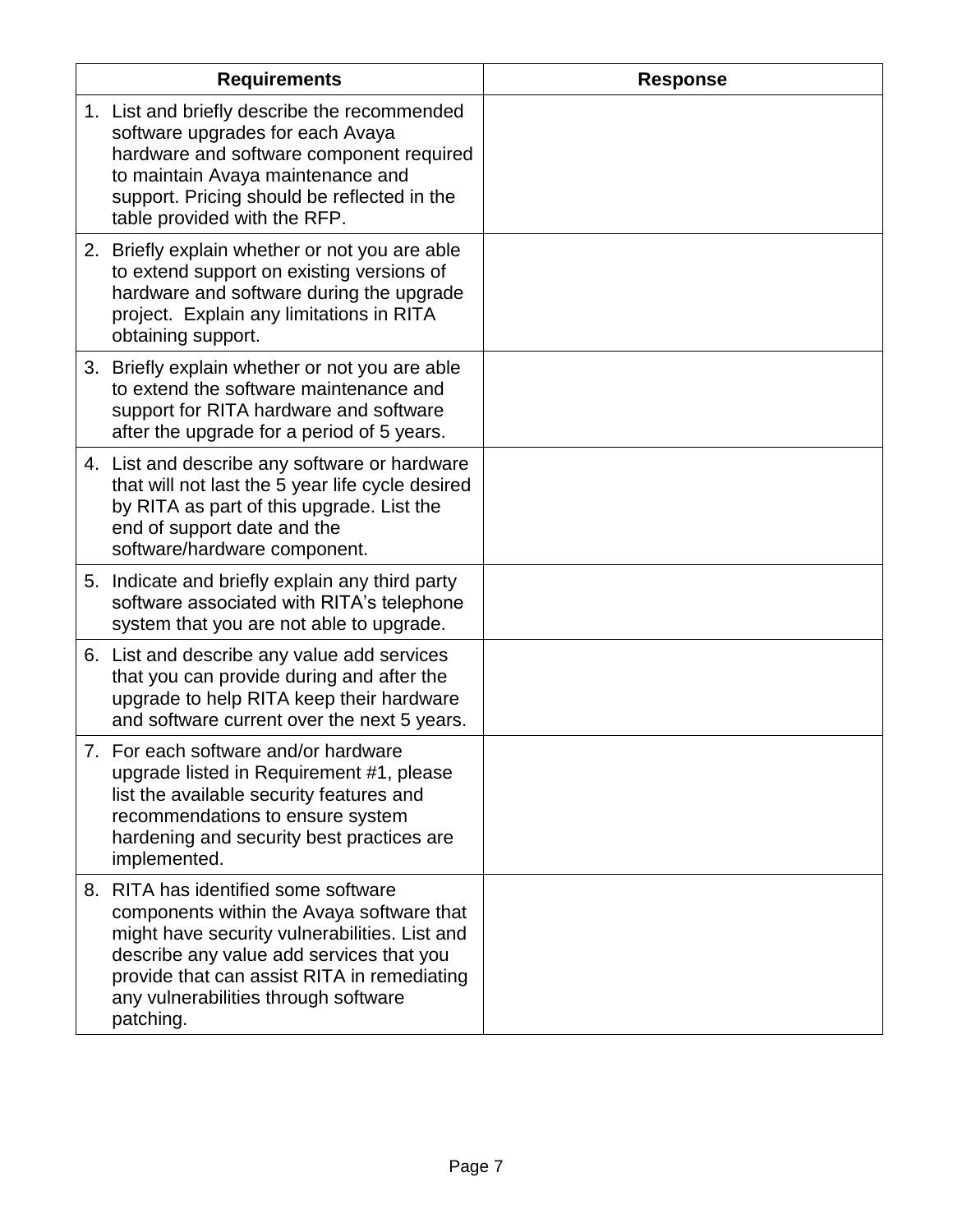| Requirements | Response |
|---|---|
| 1. List and briefly describe the recommended software upgrades for each Avaya hardware and software component required to maintain Avaya maintenance and support. Pricing should be reflected in the table provided with the RFP. | |
| 2. Briefly explain whether or not you are able to extend support on existing versions of hardware and software during the upgrade project. Explain any limitations in RITA obtaining support. | |
| 3. Briefly explain whether or not you are able to extend the software maintenance and support for RITA hardware and software after the upgrade for a period of 5 years. | |
| 4. List and describe any software or hardware that will not last the 5 year life cycle desired by RITA as part of this upgrade. List the end of support date and the software/hardware component. | |
| 5. Indicate and briefly explain any third party software associated with RITA's telephone system that you are not able to upgrade. | |
| 6. List and describe any value add services that you can provide during and after the upgrade to help RITA keep their hardware and software current over the next 5 years. | |
| 7. For each software and/or hardware upgrade listed in Requirement #1, please list the available security features and recommendations to ensure system hardening and security best practices are implemented. | |
| 8. RITA has identified some software components within the Avaya software that might have security vulnerabilities. List and describe any value add services that you provide that can assist RITA in remediating any vulnerabilities through software patching. | |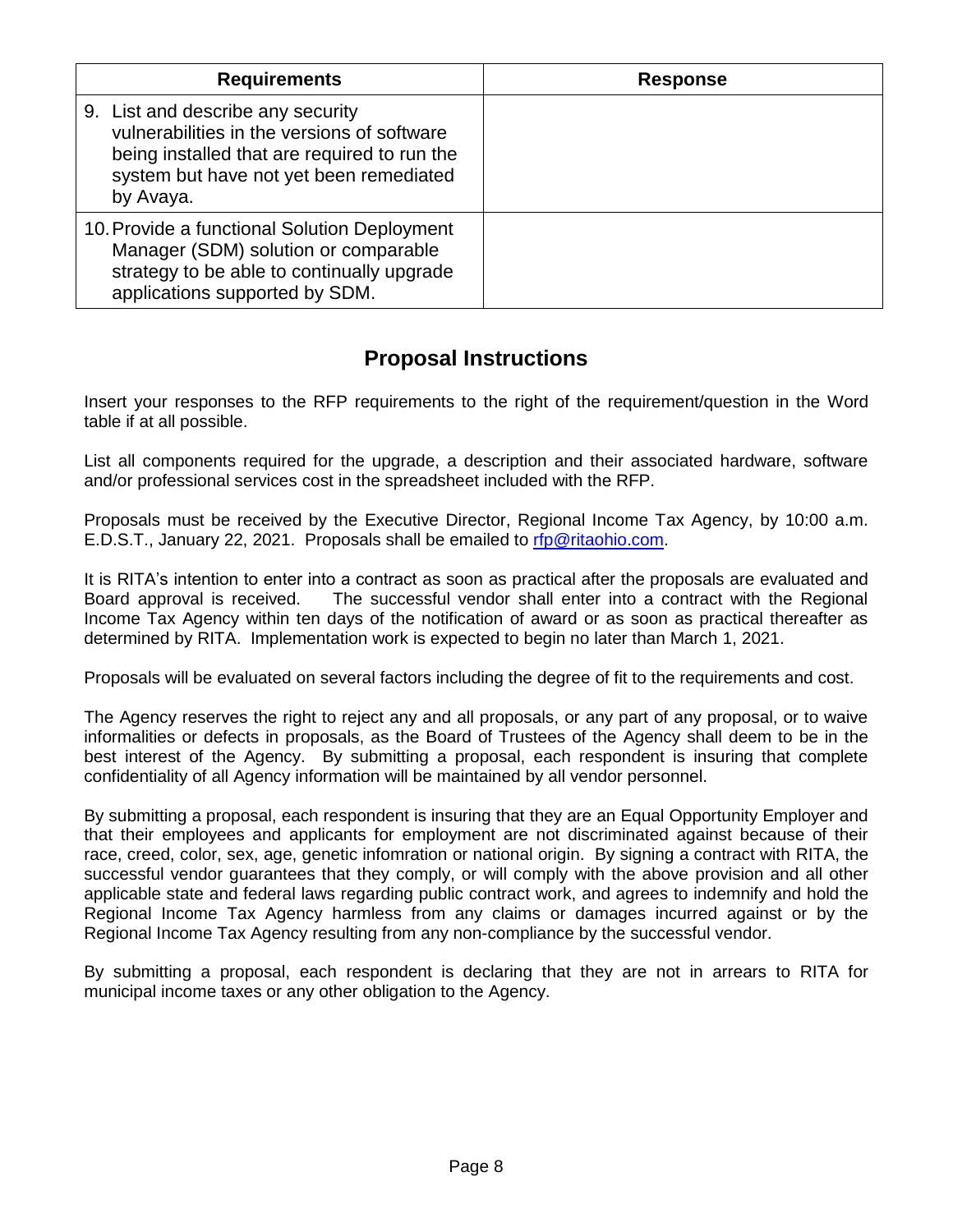| Requirements | Response |
|---|---|
| 9. List and describe any security vulnerabilities in the versions of software being installed that are required to run the system but have not yet been remediated by Avaya. | |
| 10. Provide a functional Solution Deployment Manager (SDM) solution or comparable strategy to be able to continually upgrade applications supported by SDM. | |

## Proposal Instructions

Insert your responses to the RFP requirements to the right of the requirement/question in the Word table if at all possible.

List all components required for the upgrade, a description and their associated hardware, software and/or professional services cost in the spreadsheet included with the RFP.

Proposals must be received by the Executive Director, Regional Income Tax Agency, by 10:00 a.m. E.D.S.T., January 22, 2021. Proposals shall be emailed to rfp@ritaohio.com.

It is RITA's intention to enter into a contract as soon as practical after the proposals are evaluated and Board approval is received. The successful vendor shall enter into a contract with the Regional Income Tax Agency within ten days of the notification of award or as soon as practical thereafter as determined by RITA. Implementation work is expected to begin no later than March 1, 2021.

Proposals will be evaluated on several factors including the degree of fit to the requirements and cost.

The Agency reserves the right to reject any and all proposals, or any part of any proposal, or to waive informalities or defects in proposals, as the Board of Trustees of the Agency shall deem to be in the best interest of the Agency. By submitting a proposal, each respondent is insuring that complete confidentiality of all Agency information will be maintained by all vendor personnel.

By submitting a proposal, each respondent is insuring that they are an Equal Opportunity Employer and that their employees and applicants for employment are not discriminated against because of their race, creed, color, sex, age, genetic infomration or national origin. By signing a contract with RITA, the successful vendor guarantees that they comply, or will comply with the above provision and all other applicable state and federal laws regarding public contract work, and agrees to indemnify and hold the Regional Income Tax Agency harmless from any claims or damages incurred against or by the Regional Income Tax Agency resulting from any non-compliance by the successful vendor.

By submitting a proposal, each respondent is declaring that they are not in arrears to RITA for municipal income taxes or any other obligation to the Agency.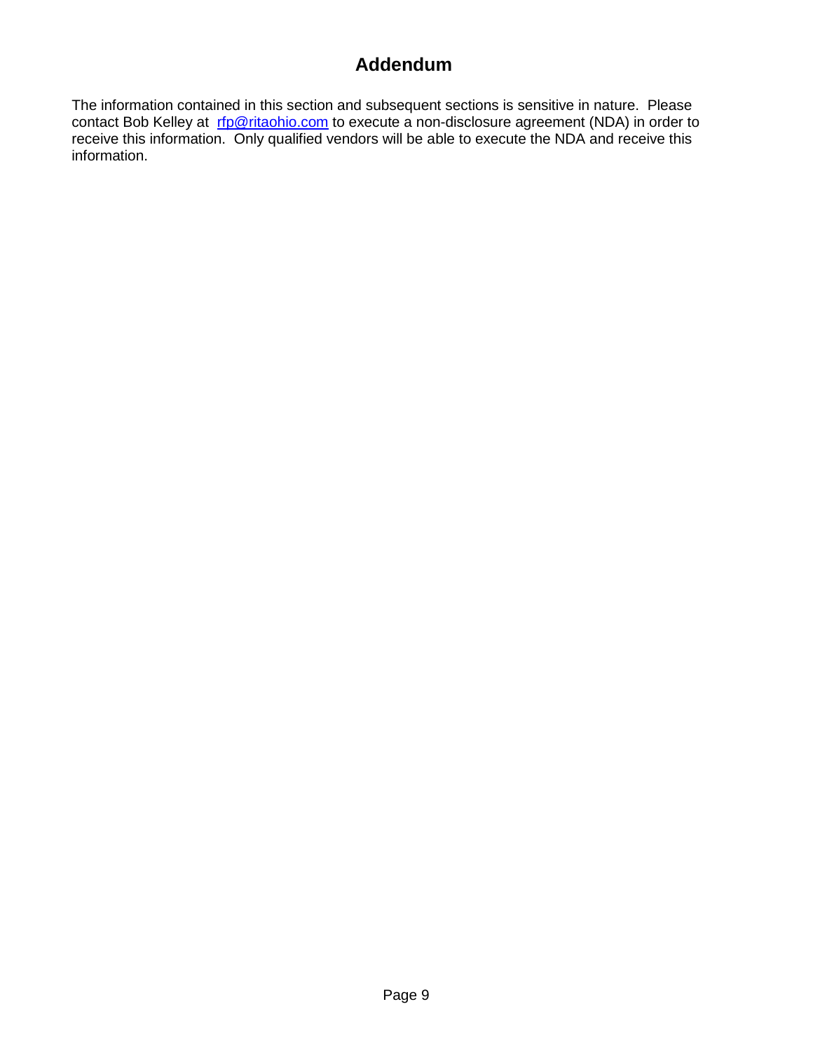# Addendum

The information contained in this section and subsequent sections is sensitive in nature. Please contact Bob Kelley at rfp@ritaohio.com to execute a non-disclosure agreement (NDA) in order to receive this information. Only qualified vendors will be able to execute the NDA and receive this information.